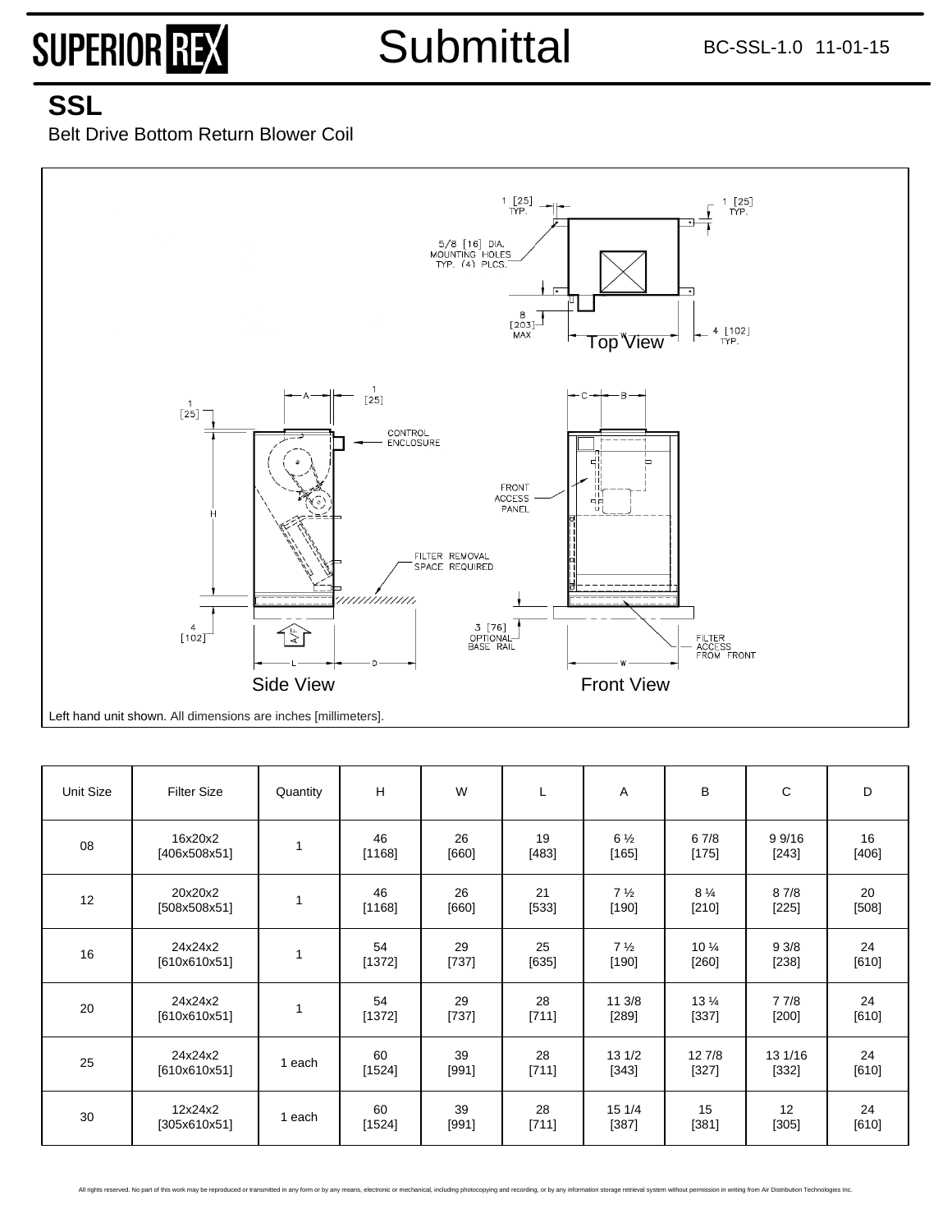SUPERIOR REX

# Submittal

BC-SSL-1.0 11-01-15

## SSL

Belt Drive Bottom Return Blower Coil

Top View

Side View

Front View

Left hand unit shown. All dimensions are inches [millimeters].

| Unit Size | Filter Size | Quantity | H | W | L | A | B | C | D |
|---|---|---|---|---|---|---|---|---|---|
| 08 | 16x20x2 [406x508x51] | 1 | 46 [1168] | 26 [660] | 19 [483] | 6 ½ [165] | 6 7/8 [175] | 9 9/16 [243] | 16 [406] |
| 12 | 20x20x2 [508x508x51] | 1 | 46 [1168] | 26 [660] | 21 [533] | 7 ½ [190] | 8 ¼ [210] | 8 7/8 [225] | 20 [508] |
| 16 | 24x24x2 [610x610x51] | 1 | 54 [1372] | 29 [737] | 25 [635] | 7 ½ [190] | 10 ¼ [260] | 9 3/8 [238] | 24 [610] |
| 20 | 24x24x2 [610x610x51] | 1 | 54 [1372] | 29 [737] | 28 [711] | 11 3/8 [289] | 13 ¼ [337] | 7 7/8 [200] | 24 [610] |
| 25 | 24x24x2 [610x610x51] | 1 each | 60 [1524] | 39 [991] | 28 [711] | 13 1/2 [343] | 12 7/8 [327] | 13 1/16 [332] | 24 [610] |
| 30 | 12x24x2 [305x610x51] | 1 each | 60 [1524] | 39 [991] | 28 [711] | 15 1/4 [387] | 15 [381] | 12 [305] | 24 [610] |

All rights reserved. No part of this work may be reproduced or transmitted in any form or by any means, electronic or mechanical, including photocopying and recording, or by any information storage retrieval system without permission in writing from Air Distribution Technologies Inc.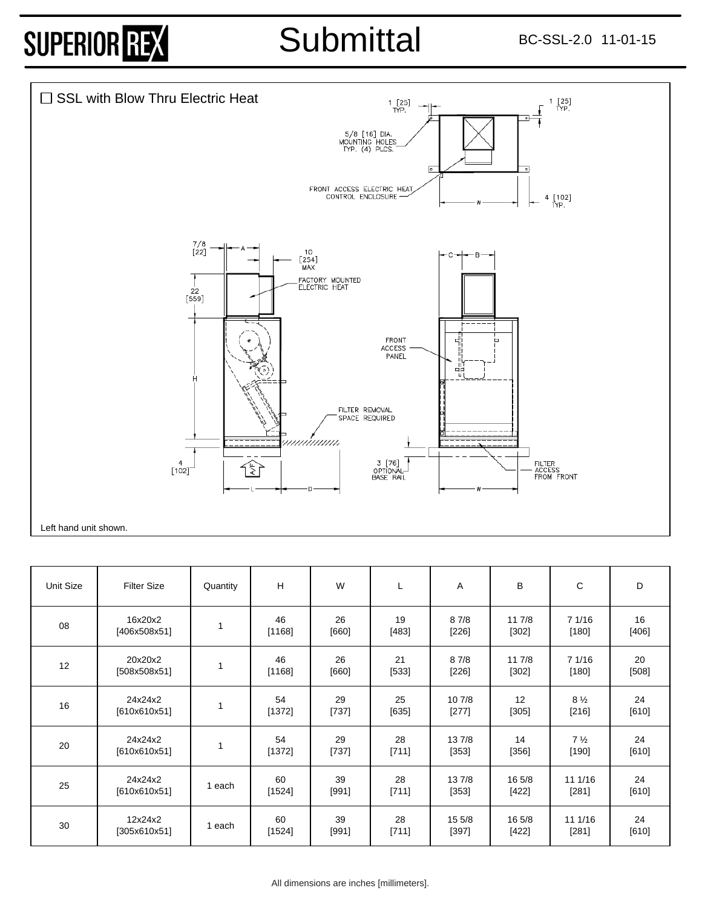# Submittal

☐ SSL with Blow Thru Electric Heat

1 [25] TYP.

1 [25] TYP.

5/8 [16] DIA. MOUNTING HOLES TYP. (4) PLCS.

FRONT ACCESS ELECTRIC HEAT CONTROL ENCLOSURE

W

4 [102] TYP.

7/8 [22]

A

10 [254] MAX

FACTORY MOUNTED ELECTRIC HEAT

22 [559]

H

4 [102]

A/F

L

D

FILTER REMOVAL SPACE REQUIRED

3 [76] OPTIONAL BASE RAIL

C

B

FRONT ACCESS PANEL

FILTER ACCESS FROM FRONT

W

Left hand unit shown.

| Unit Size | Filter Size | Quantity | H | W | L | A | B | C | D |
|---|---|---|---|---|---|---|---|---|---|
| 08 | 16x20x2 [406x508x51] | 1 | 46 [1168] | 26 [660] | 19 [483] | 8 7/8 [226] | 11 7/8 [302] | 7 1/16 [180] | 16 [406] |
| 12 | 20x20x2 [508x508x51] | 1 | 46 [1168] | 26 [660] | 21 [533] | 8 7/8 [226] | 11 7/8 [302] | 7 1/16 [180] | 20 [508] |
| 16 | 24x24x2 [610x610x51] | 1 | 54 [1372] | 29 [737] | 25 [635] | 10 7/8 [277] | 12 [305] | 8 ½ [216] | 24 [610] |
| 20 | 24x24x2 [610x610x51] | 1 | 54 [1372] | 29 [737] | 28 [711] | 13 7/8 [353] | 14 [356] | 7 ½ [190] | 24 [610] |
| 25 | 24x24x2 [610x610x51] | 1 each | 60 [1524] | 39 [991] | 28 [711] | 13 7/8 [353] | 16 5/8 [422] | 11 1/16 [281] | 24 [610] |
| 30 | 12x24x2 [305x610x51] | 1 each | 60 [1524] | 39 [991] | 28 [711] | 15 5/8 [397] | 16 5/8 [422] | 11 1/16 [281] | 24 [610] |

All dimensions are inches [millimeters].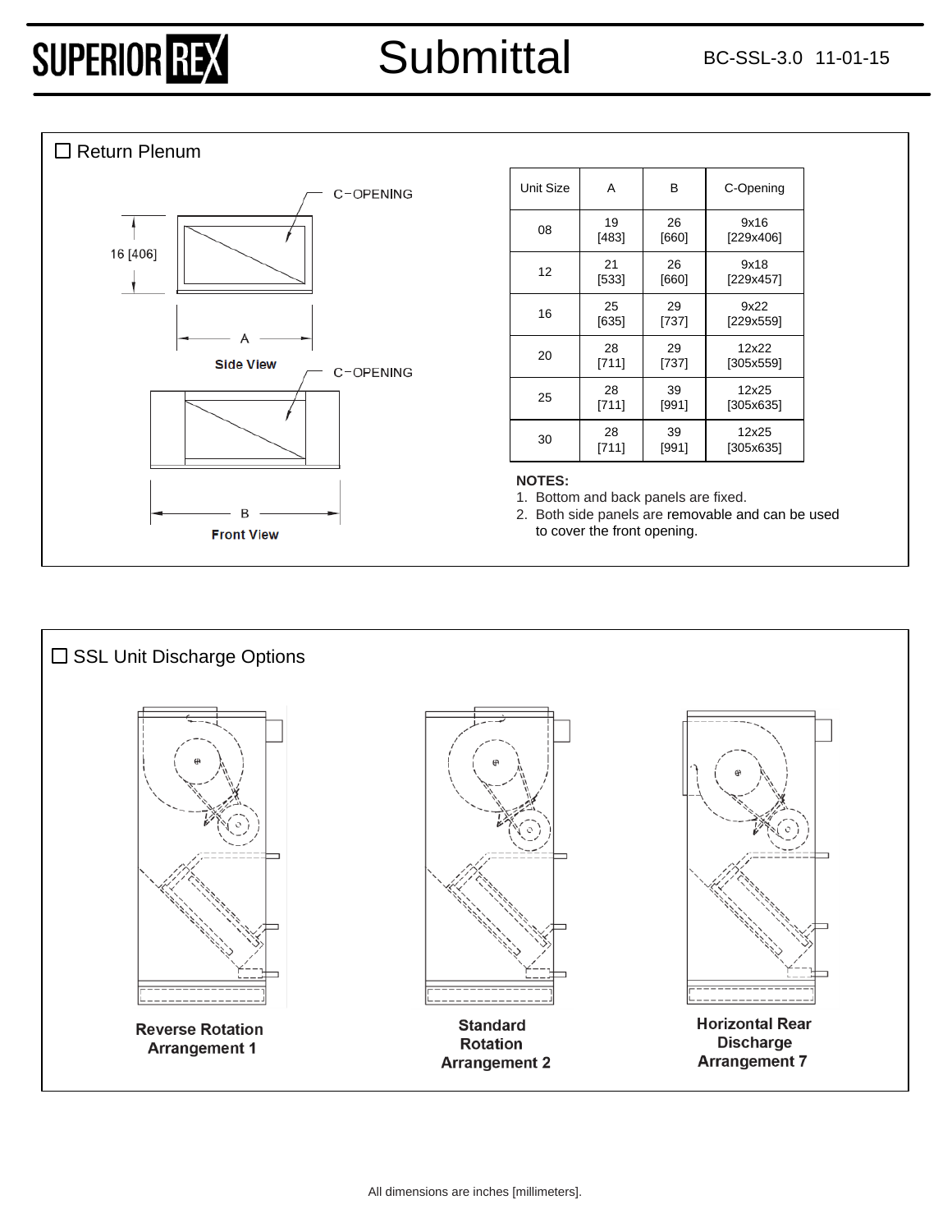## ☐ Return Plenum

C-OPENING

16 [406]

A

**Side View**

C-OPENING

B

**Front View**

| Unit Size | A | B | C-Opening |
|---|---|---|---|
| 08 | 19 [483] | 26 [660] | 9x16 [229x406] |
| 12 | 21 [533] | 26 [660] | 9x18 [229x457] |
| 16 | 25 [635] | 29 [737] | 9x22 [229x559] |
| 20 | 28 [711] | 29 [737] | 12x22 [305x559] |
| 25 | 28 [711] | 39 [991] | 12x25 [305x635] |
| 30 | 28 [711] | 39 [991] | 12x25 [305x635] |

**NOTES:**

1. Bottom and back panels are fixed.
2. Both side panels are removable and can be used to cover the front opening.

## ☐ SSL Unit Discharge Options

**Reverse Rotation Arrangement 1**

**Standard Rotation Arrangement 2**

**Horizontal Rear Discharge Arrangement 7**

All dimensions are inches [millimeters].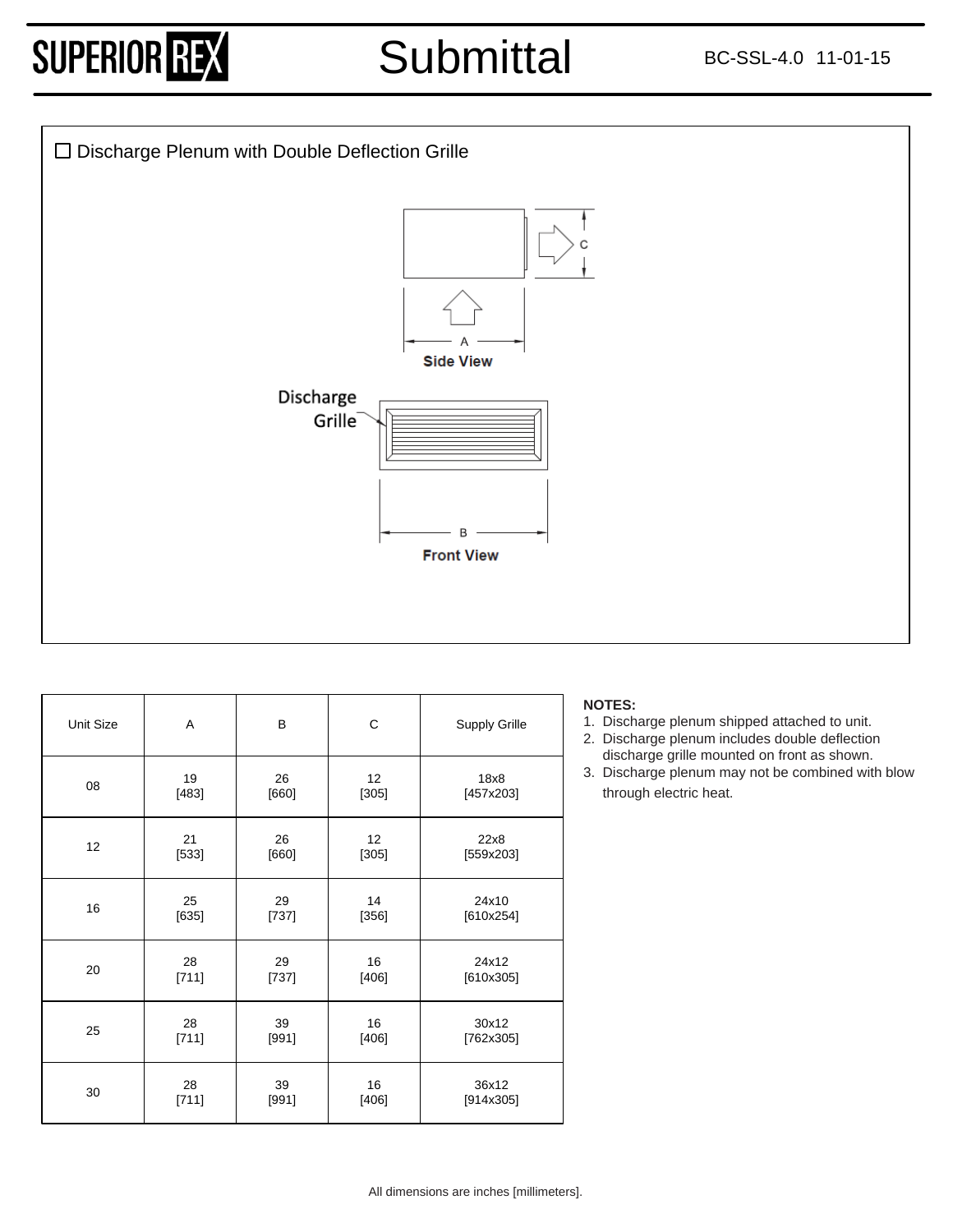☐ Discharge Plenum with Double Deflection Grille

Side View

Discharge Grille

Front View

| Unit Size | A | B | C | Supply Grille |
|---|---|---|---|---|
| 08 | 19 [483] | 26 [660] | 12 [305] | 18x8 [457x203] |
| 12 | 21 [533] | 26 [660] | 12 [305] | 22x8 [559x203] |
| 16 | 25 [635] | 29 [737] | 14 [356] | 24x10 [610x254] |
| 20 | 28 [711] | 29 [737] | 16 [406] | 24x12 [610x305] |
| 25 | 28 [711] | 39 [991] | 16 [406] | 30x12 [762x305] |
| 30 | 28 [711] | 39 [991] | 16 [406] | 36x12 [914x305] |

**NOTES:**

1. Discharge plenum shipped attached to unit.
2. Discharge plenum includes double deflection discharge grille mounted on front as shown.
3. Discharge plenum may not be combined with blow through electric heat.

All dimensions are inches [millimeters].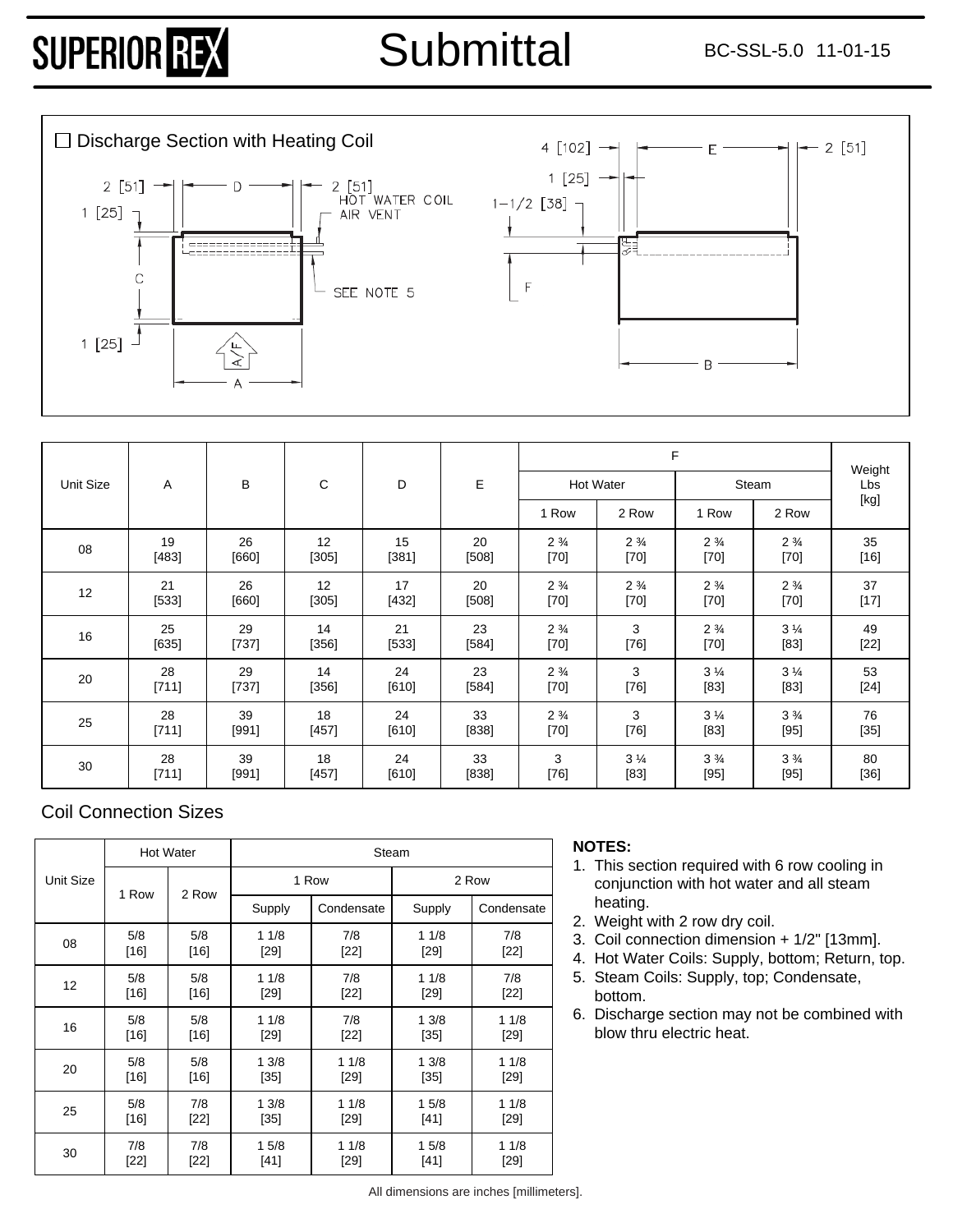# Submittal

BC-SSL-5.0 11-01-15

☐ Discharge Section with Heating Coil

2 [51] D 2 [51] HOT WATER COIL AIR VENT

1 [25] C SEE NOTE 5 1 [25] A/F A

4 [102] E 2 [51] 1 [25] 1-1/2 [38] F B

| Unit Size | A | B | C | D | E | F | | | | Weight Lbs [kg] |
|---|---|---|---|---|---|---|---|---|---|---|
| | | | | | | Hot Water | | Steam | | |
| | | | | | | 1 Row | 2 Row | 1 Row | 2 Row | |
| 08 | 19 [483] | 26 [660] | 12 [305] | 15 [381] | 20 [508] | 2 ¾ [70] | 2 ¾ [70] | 2 ¾ [70] | 2 ¾ [70] | 35 [16] |
| 12 | 21 [533] | 26 [660] | 12 [305] | 17 [432] | 20 [508] | 2 ¾ [70] | 2 ¾ [70] | 2 ¾ [70] | 2 ¾ [70] | 37 [17] |
| 16 | 25 [635] | 29 [737] | 14 [356] | 21 [533] | 23 [584] | 2 ¾ [70] | 3 [76] | 2 ¾ [70] | 3 ¼ [83] | 49 [22] |
| 20 | 28 [711] | 29 [737] | 14 [356] | 24 [610] | 23 [584] | 2 ¾ [70] | 3 [76] | 3 ¼ [83] | 3 ¼ [83] | 53 [24] |
| 25 | 28 [711] | 39 [991] | 18 [457] | 24 [610] | 33 [838] | 2 ¾ [70] | 3 [76] | 3 ¼ [83] | 3 ¾ [95] | 76 [35] |
| 30 | 28 [711] | 39 [991] | 18 [457] | 24 [610] | 33 [838] | 3 [76] | 3 ¼ [83] | 3 ¾ [95] | 3 ¾ [95] | 80 [36] |

## Coil Connection Sizes

| Unit Size | Hot Water | | Steam | | | |
|---|---|---|---|---|---|---|
| | 1 Row | 2 Row | 1 Row | | 2 Row | |
| | | | Supply | Condensate | Supply | Condensate |
| 08 | 5/8 [16] | 5/8 [16] | 1 1/8 [29] | 7/8 [22] | 1 1/8 [29] | 7/8 [22] |
| 12 | 5/8 [16] | 5/8 [16] | 1 1/8 [29] | 7/8 [22] | 1 1/8 [29] | 7/8 [22] |
| 16 | 5/8 [16] | 5/8 [16] | 1 1/8 [29] | 7/8 [22] | 1 3/8 [35] | 1 1/8 [29] |
| 20 | 5/8 [16] | 5/8 [16] | 1 3/8 [35] | 1 1/8 [29] | 1 3/8 [35] | 1 1/8 [29] |
| 25 | 5/8 [16] | 7/8 [22] | 1 3/8 [35] | 1 1/8 [29] | 1 5/8 [41] | 1 1/8 [29] |
| 30 | 7/8 [22] | 7/8 [22] | 1 5/8 [41] | 1 1/8 [29] | 1 5/8 [41] | 1 1/8 [29] |

**NOTES:**

1. This section required with 6 row cooling in conjunction with hot water and all steam heating.
2. Weight with 2 row dry coil.
3. Coil connection dimension + 1/2" [13mm].
4. Hot Water Coils: Supply, bottom; Return, top.
5. Steam Coils: Supply, top; Condensate, bottom.
6. Discharge section may not be combined with blow thru electric heat.

All dimensions are inches [millimeters].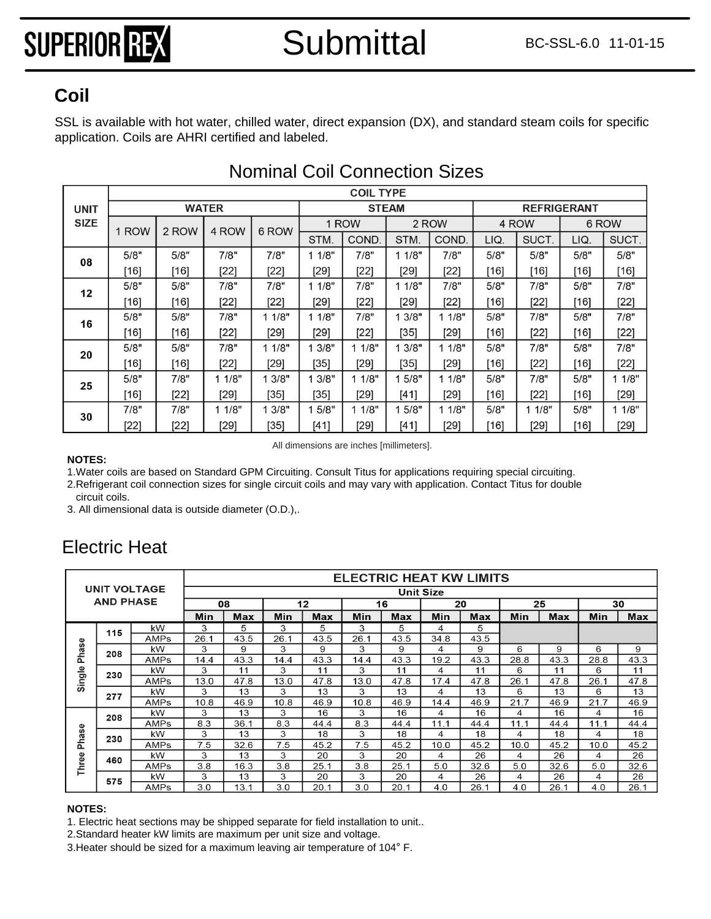## Coil

SSL is available with hot water, chilled water, direct expansion (DX), and standard steam coils for specific application. Coils are AHRI certified and labeled.

### Nominal Coil Connection Sizes

| UNIT SIZE | COIL TYPE | | | | | | | | | | | |
|---|---|---|---|---|---|---|---|---|---|---|---|---|
| | WATER | | | | STEAM | | | | REFRIGERANT | | | |
| | 1 ROW | 2 ROW | 4 ROW | 6 ROW | 1 ROW | | 2 ROW | | 4 ROW | | 6 ROW | |
| | | | | | STM. | COND. | STM. | COND. | LIQ. | SUCT. | LIQ. | SUCT. |
| 08 | 5/8" [16] | 5/8" [16] | 7/8" [22] | 7/8" [22] | 1 1/8" [29] | 7/8" [22] | 1 1/8" [29] | 7/8" [22] | 5/8" [16] | 5/8" [16] | 5/8" [16] | 5/8" [16] |
| 12 | 5/8" [16] | 5/8" [16] | 7/8" [22] | 7/8" [22] | 1 1/8" [29] | 7/8" [22] | 1 1/8" [29] | 7/8" [22] | 5/8" [16] | 7/8" [22] | 5/8" [16] | 7/8" [22] |
| 16 | 5/8" [16] | 5/8" [16] | 7/8" [22] | 1 1/8" [29] | 1 1/8" [29] | 7/8" [22] | 1 3/8" [35] | 1 1/8" [29] | 5/8" [16] | 7/8" [22] | 5/8" [16] | 7/8" [22] |
| 20 | 5/8" [16] | 5/8" [16] | 7/8" [22] | 1 1/8" [29] | 1 3/8" [35] | 1 1/8" [29] | 1 3/8" [35] | 1 1/8" [29] | 5/8" [16] | 7/8" [22] | 5/8" [16] | 7/8" [22] |
| 25 | 5/8" [16] | 7/8" [22] | 1 1/8" [29] | 1 3/8" [35] | 1 3/8" [35] | 1 1/8" [29] | 1 5/8" [41] | 1 1/8" [29] | 5/8" [16] | 7/8" [22] | 5/8" [16] | 1 1/8" [29] |
| 30 | 7/8" [22] | 7/8" [22] | 1 1/8" [29] | 1 3/8" [35] | 1 5/8" [41] | 1 1/8" [29] | 1 5/8" [41] | 1 1/8" [29] | 5/8" [16] | 1 1/8" [29] | 5/8" [16] | 1 1/8" [29] |

All dimensions are inches [millimeters].

**NOTES:**

1. Water coils are based on Standard GPM Circuiting. Consult Titus for applications requiring special circuiting.
2. Refrigerant coil connection sizes for single circuit coils and may vary with application. Contact Titus for double circuit coils.
3. All dimensional data is outside diameter (O.D.),.

## Electric Heat

| UNIT VOLTAGE AND PHASE | | | ELECTRIC HEAT KW LIMITS | | | | | | | | | | | |
|---|---|---|---|---|---|---|---|---|---|---|---|---|---|---|
| | | | Unit Size | | | | | | | | | | | |
| | | | 08 | | 12 | | 16 | | 20 | | 25 | | 30 | |
| | | | Min | Max | Min | Max | Min | Max | Min | Max | Min | Max | Min | Max |
| Single Phase | 115 | kW | 3 | 5 | 3 | 5 | 3 | 5 | 4 | 5 | | | | |
| | | AMPs | 26.1 | 43.5 | 26.1 | 43.5 | 26.1 | 43.5 | 34.8 | 43.5 | | | | |
| | 208 | kW | 3 | 9 | 3 | 9 | 3 | 9 | 4 | 9 | 6 | 9 | 6 | 9 |
| | | AMPs | 14.4 | 43.3 | 14.4 | 43.3 | 14.4 | 43.3 | 19.2 | 43.3 | 28.8 | 43.3 | 28.8 | 43.3 |
| | 230 | kW | 3 | 11 | 3 | 11 | 3 | 11 | 4 | 11 | 6 | 11 | 6 | 11 |
| | | AMPs | 13.0 | 47.8 | 13.0 | 47.8 | 13.0 | 47.8 | 17.4 | 47.8 | 26.1 | 47.8 | 26.1 | 47.8 |
| | 277 | kW | 3 | 13 | 3 | 13 | 3 | 13 | 4 | 13 | 6 | 13 | 6 | 13 |
| | | AMPs | 10.8 | 46.9 | 10.8 | 46.9 | 10.8 | 46.9 | 14.4 | 46.9 | 21.7 | 46.9 | 21.7 | 46.9 |
| Three Phase | 208 | kW | 3 | 13 | 3 | 16 | 3 | 16 | 4 | 16 | 4 | 16 | 4 | 16 |
| | | AMPs | 8.3 | 36.1 | 8.3 | 44.4 | 8.3 | 44.4 | 11.1 | 44.4 | 11.1 | 44.4 | 11.1 | 44.4 |
| | 230 | kW | 3 | 13 | 3 | 18 | 3 | 18 | 4 | 18 | 4 | 18 | 4 | 18 |
| | | AMPs | 7.5 | 32.6 | 7.5 | 45.2 | 7.5 | 45.2 | 10.0 | 45.2 | 10.0 | 45.2 | 10.0 | 45.2 |
| | 460 | kW | 3 | 13 | 3 | 20 | 3 | 20 | 4 | 26 | 4 | 26 | 4 | 26 |
| | | AMPs | 3.8 | 16.3 | 3.8 | 25.1 | 3.8 | 25.1 | 5.0 | 32.6 | 5.0 | 32.6 | 5.0 | 32.6 |
| | 575 | kW | 3 | 13 | 3 | 20 | 3 | 20 | 4 | 26 | 4 | 26 | 4 | 26 |
| | | AMPs | 3.0 | 13.1 | 3.0 | 20.1 | 3.0 | 20.1 | 4.0 | 26.1 | 4.0 | 26.1 | 4.0 | 26.1 |

**NOTES:**

1. Electric heat sections may be shipped separate for field installation to unit..
2. Standard heater kW limits are maximum per unit size and voltage.
3. Heater should be sized for a maximum leaving air temperature of 104° F.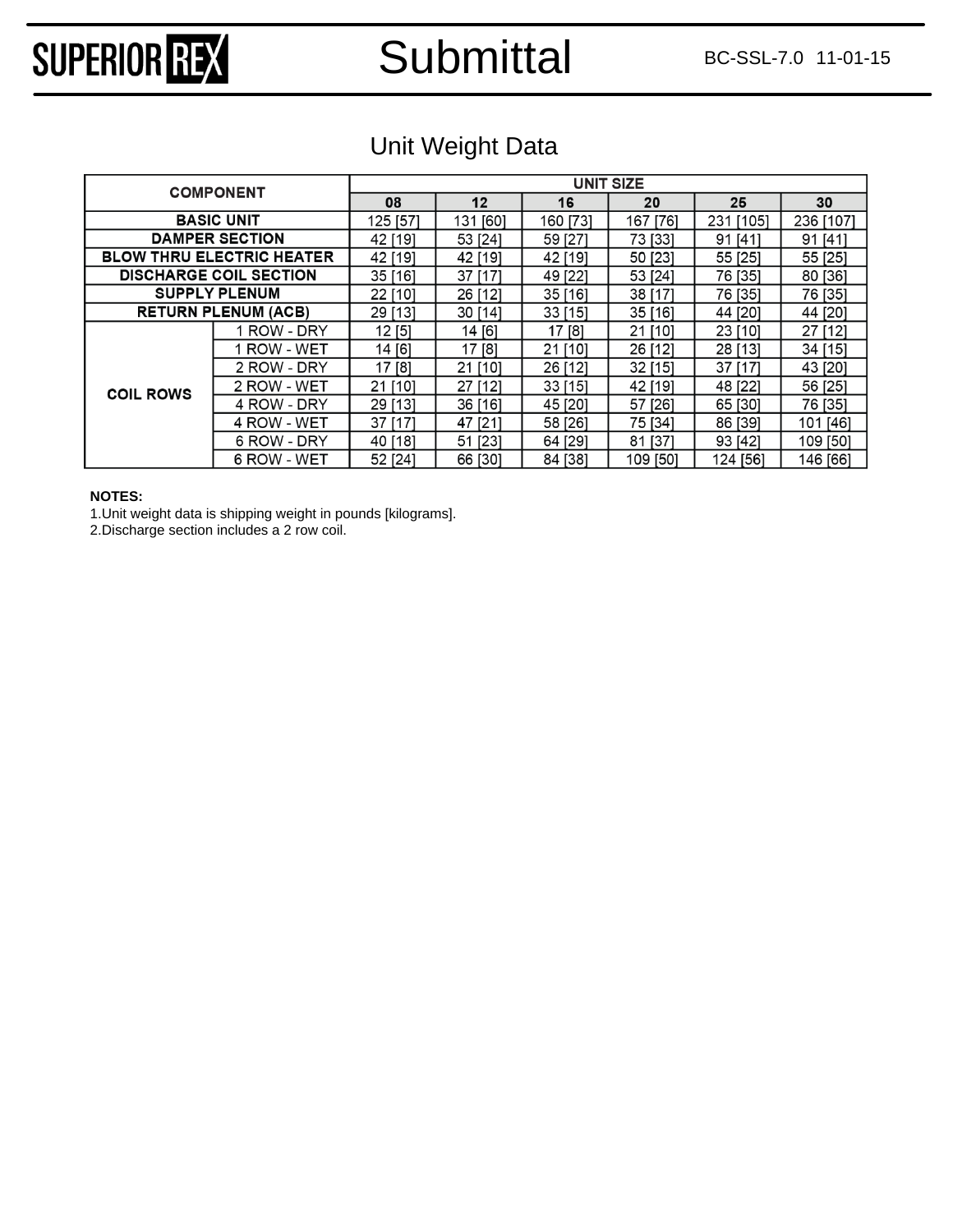# Unit Weight Data

| COMPONENT | | UNIT SIZE | | | | | |
|---|---|---|---|---|---|---|---|
| | | 08 | 12 | 16 | 20 | 25 | 30 |
| BASIC UNIT | | 125 [57] | 131 [60] | 160 [73] | 167 [76] | 231 [105] | 236 [107] |
| DAMPER SECTION | | 42 [19] | 53 [24] | 59 [27] | 73 [33] | 91 [41] | 91 [41] |
| BLOW THRU ELECTRIC HEATER | | 42 [19] | 42 [19] | 42 [19] | 50 [23] | 55 [25] | 55 [25] |
| DISCHARGE COIL SECTION | | 35 [16] | 37 [17] | 49 [22] | 53 [24] | 76 [35] | 80 [36] |
| SUPPLY PLENUM | | 22 [10] | 26 [12] | 35 [16] | 38 [17] | 76 [35] | 76 [35] |
| RETURN PLENUM (ACB) | | 29 [13] | 30 [14] | 33 [15] | 35 [16] | 44 [20] | 44 [20] |
| COIL ROWS | 1 ROW - DRY | 12 [5] | 14 [6] | 17 [8] | 21 [10] | 23 [10] | 27 [12] |
| | 1 ROW - WET | 14 [6] | 17 [8] | 21 [10] | 26 [12] | 28 [13] | 34 [15] |
| | 2 ROW - DRY | 17 [8] | 21 [10] | 26 [12] | 32 [15] | 37 [17] | 43 [20] |
| | 2 ROW - WET | 21 [10] | 27 [12] | 33 [15] | 42 [19] | 48 [22] | 56 [25] |
| | 4 ROW - DRY | 29 [13] | 36 [16] | 45 [20] | 57 [26] | 65 [30] | 76 [35] |
| | 4 ROW - WET | 37 [17] | 47 [21] | 58 [26] | 75 [34] | 86 [39] | 101 [46] |
| | 6 ROW - DRY | 40 [18] | 51 [23] | 64 [29] | 81 [37] | 93 [42] | 109 [50] |
| | 6 ROW - WET | 52 [24] | 66 [30] | 84 [38] | 109 [50] | 124 [56] | 146 [66] |

**NOTES:**

1. Unit weight data is shipping weight in pounds [kilograms].
2. Discharge section includes a 2 row coil.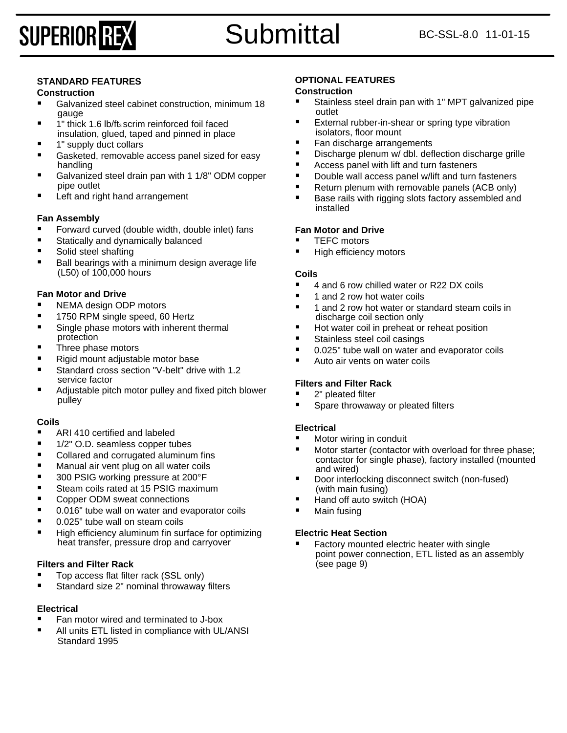**SUPERIOR REX** # Submittal

BC-SSL-8.0 11-01-15

## STANDARD FEATURES

### Construction

- Galvanized steel cabinet construction, minimum 18 gauge
- 1" thick 1.6 lb/$ft^3$ scrim reinforced foil faced insulation, glued, taped and pinned in place
- 1" supply duct collars
- Gasketed, removable access panel sized for easy handling
- Galvanized steel drain pan with 1 1/8" ODM copper pipe outlet
- Left and right hand arrangement

### Fan Assembly

- Forward curved (double width, double inlet) fans
- Statically and dynamically balanced
- Solid steel shafting
- Ball bearings with a minimum design average life (L50) of 100,000 hours

### Fan Motor and Drive

- NEMA design ODP motors
- 1750 RPM single speed, 60 Hertz
- Single phase motors with inherent thermal protection
- Three phase motors
- Rigid mount adjustable motor base
- Standard cross section "V-belt" drive with 1.2 service factor
- Adjustable pitch motor pulley and fixed pitch blower pulley

### Coils

- ARI 410 certified and labeled
- 1/2" O.D. seamless copper tubes
- Collared and corrugated aluminum fins
- Manual air vent plug on all water coils
- 300 PSIG working pressure at 200°F
- Steam coils rated at 15 PSIG maximum
- Copper ODM sweat connections
- 0.016" tube wall on water and evaporator coils
- 0.025" tube wall on steam coils
- High efficiency aluminum fin surface for optimizing heat transfer, pressure drop and carryover

### Filters and Filter Rack

- Top access flat filter rack (SSL only)
- Standard size 2" nominal throwaway filters

### Electrical

- Fan motor wired and terminated to J-box
- All units ETL listed in compliance with UL/ANSI Standard 1995

## OPTIONAL FEATURES

### Construction

- Stainless steel drain pan with 1" MPT galvanized pipe outlet
- External rubber-in-shear or spring type vibration isolators, floor mount
- Fan discharge arrangements
- Discharge plenum w/ dbl. deflection discharge grille
- Access panel with lift and turn fasteners
- Double wall access panel w/lift and turn fasteners
- Return plenum with removable panels (ACB only)
- Base rails with rigging slots factory assembled and installed

### Fan Motor and Drive

- TEFC motors
- High efficiency motors

### Coils

- 4 and 6 row chilled water or R22 DX coils
- 1 and 2 row hot water coils
- 1 and 2 row hot water or standard steam coils in discharge coil section only
- Hot water coil in preheat or reheat position
- Stainless steel coil casings
- 0.025" tube wall on water and evaporator coils
- Auto air vents on water coils

### Filters and Filter Rack

- 2" pleated filter
- Spare throwaway or pleated filters

### Electrical

- Motor wiring in conduit
- Motor starter (contactor with overload for three phase; contactor for single phase), factory installed (mounted and wired)
- Door interlocking disconnect switch (non-fused) (with main fusing)
- Hand off auto switch (HOA)
- Main fusing

### Electric Heat Section

- Factory mounted electric heater with single point power connection, ETL listed as an assembly (see page 9)